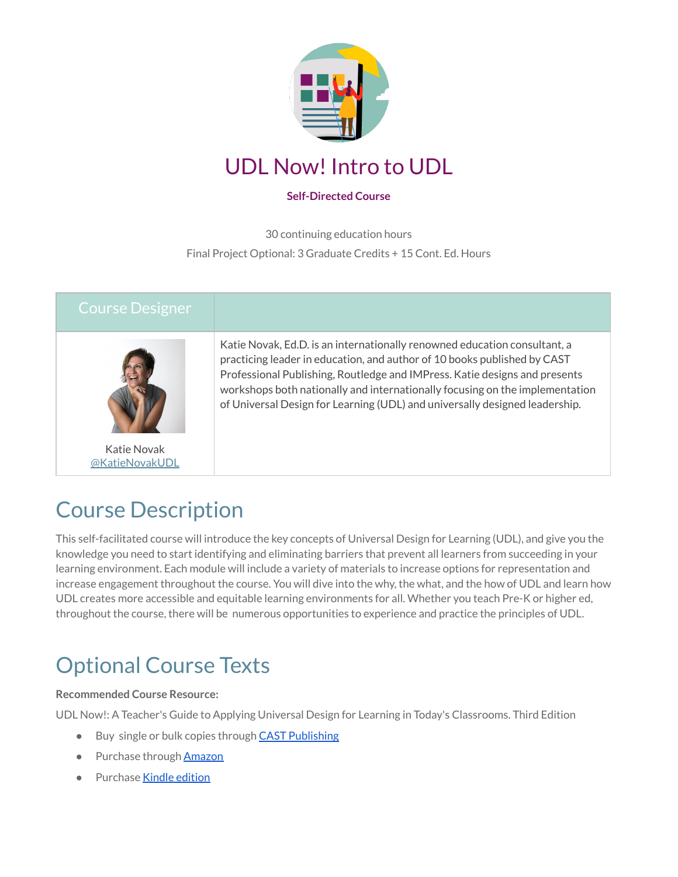# UDL Now! Intro to UDL

**Self-Directed Course**

30 continuing education hours

Final Project Optional: 3 Graduate Credits + 15 Cont. Ed. Hours

| Course Designer | |
|---|---|
| Katie Novak<br>@KatieNovakUDL | Katie Novak, Ed.D. is an internationally renowned education consultant, a practicing leader in education, and author of 10 books published by CAST Professional Publishing, Routledge and IMPress. Katie designs and presents workshops both nationally and internationally focusing on the implementation of Universal Design for Learning (UDL) and universally designed leadership. |

## Course Description

This self-facilitated course will introduce the key concepts of Universal Design for Learning (UDL), and give you the knowledge you need to start identifying and eliminating barriers that prevent all learners from succeeding in your learning environment. Each module will include a variety of materials to increase options for representation and increase engagement throughout the course. You will dive into the why, the what, and the how of UDL and learn how UDL creates more accessible and equitable learning environments for all. Whether you teach Pre-K or higher ed, throughout the course, there will be numerous opportunities to experience and practice the principles of UDL.

## Optional Course Texts

**Recommended Course Resource:**

UDL Now!: A Teacher's Guide to Applying Universal Design for Learning in Today's Classrooms. Third Edition

- Buy single or bulk copies through CAST Publishing
- Purchase through Amazon
- Purchase Kindle edition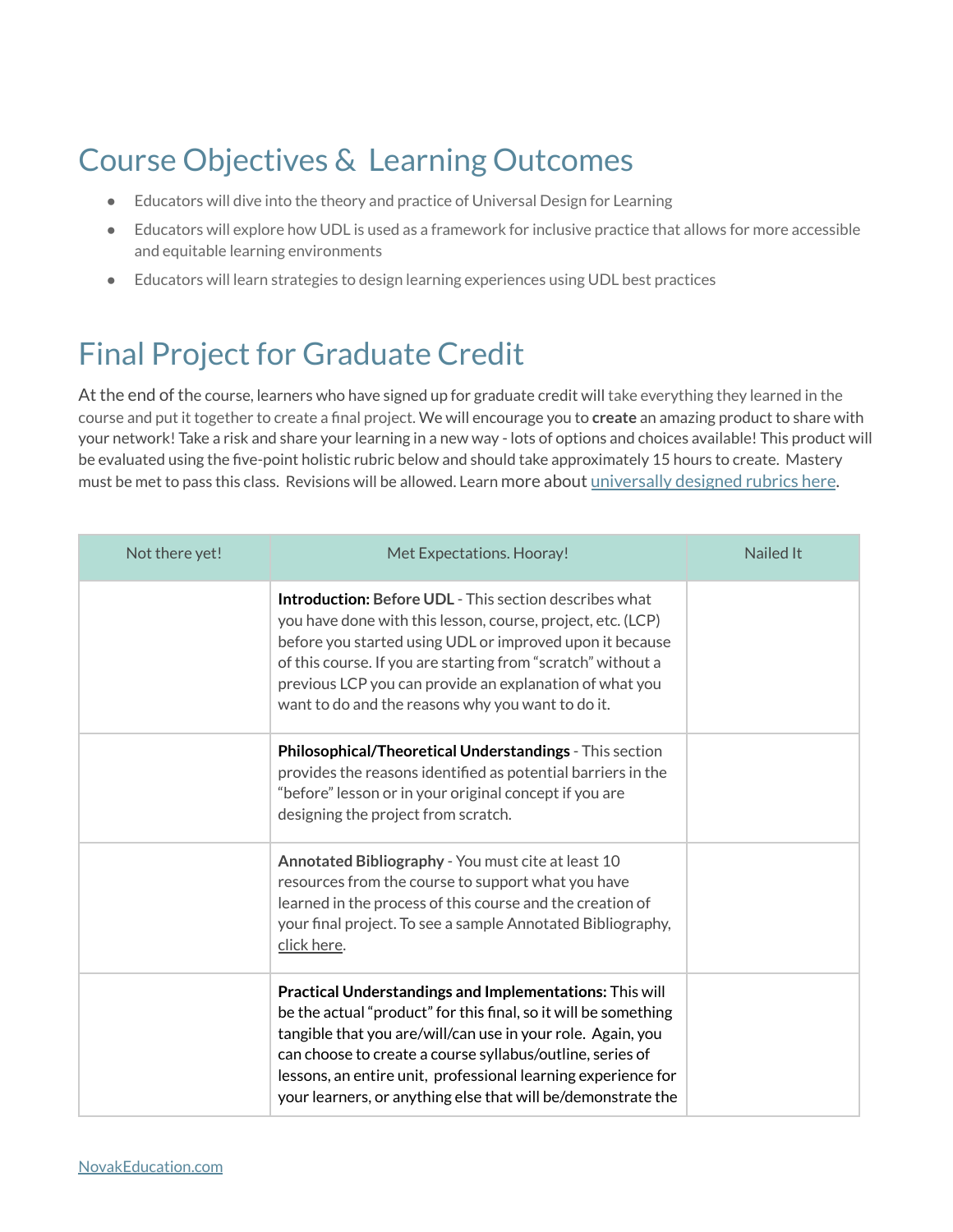## Course Objectives & Learning Outcomes

- Educators will dive into the theory and practice of Universal Design for Learning
- Educators will explore how UDL is used as a framework for inclusive practice that allows for more accessible and equitable learning environments
- Educators will learn strategies to design learning experiences using UDL best practices

## Final Project for Graduate Credit

At the end of the course, learners who have signed up for graduate credit will take everything they learned in the course and put it together to create a final project. We will encourage you to **create** an amazing product to share with your network! Take a risk and share your learning in a new way - lots of options and choices available! This product will be evaluated using the five-point holistic rubric below and should take approximately 15 hours to create. Mastery must be met to pass this class. Revisions will be allowed. Learn more about universally designed rubrics here.

| Not there yet! | Met Expectations. Hooray! | Nailed It |
|---|---|---|
| | **Introduction: Before UDL** - This section describes what you have done with this lesson, course, project, etc. (LCP) before you started using UDL or improved upon it because of this course. If you are starting from "scratch" without a previous LCP you can provide an explanation of what you want to do and the reasons why you want to do it. | |
| | **Philosophical/Theoretical Understandings** - This section provides the reasons identified as potential barriers in the "before" lesson or in your original concept if you are designing the project from scratch. | |
| | **Annotated Bibliography** - You must cite at least 10 resources from the course to support what you have learned in the process of this course and the creation of your final project. To see a sample Annotated Bibliography, click here. | |
| | **Practical Understandings and Implementations:** This will be the actual "product" for this final, so it will be something tangible that you are/will/can use in your role. Again, you can choose to create a course syllabus/outline, series of lessons, an entire unit, professional learning experience for your learners, or anything else that will be/demonstrate the | |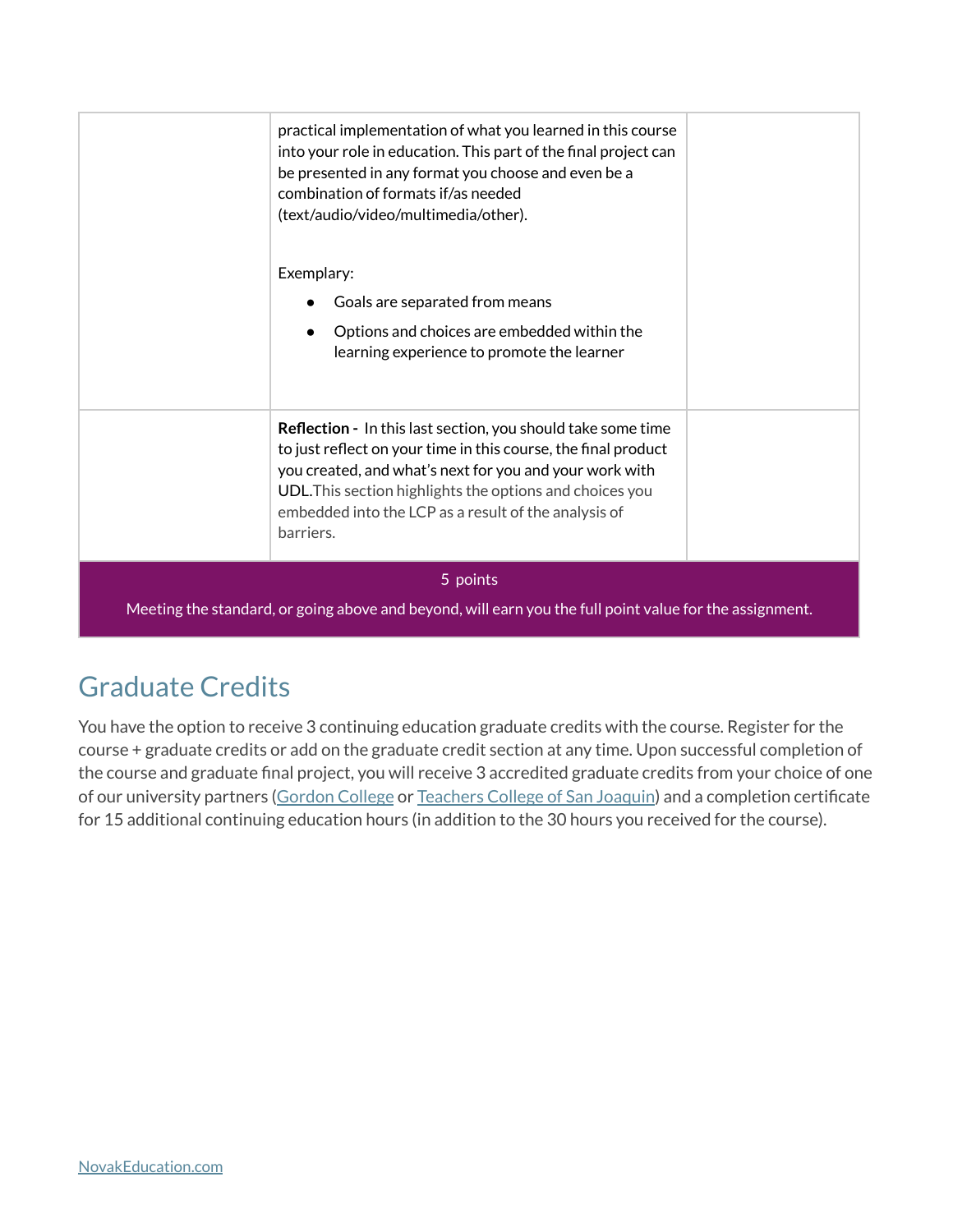| | | |
|---|---|---|
| | practical implementation of what you learned in this course into your role in education. This part of the final project can be presented in any format you choose and even be a combination of formats if/as needed (text/audio/video/multimedia/other).<br><br>Exemplary:<br>• Goals are separated from means<br>• Options and choices are embedded within the learning experience to promote the learner | |
| | **Reflection -** In this last section, you should take some time to just reflect on your time in this course, the final product you created, and what's next for you and your work with UDL.This section highlights the options and choices you embedded into the LCP as a result of the analysis of barriers. | |
| 5 points<br>Meeting the standard, or going above and beyond, will earn you the full point value for the assignment. | | |

## Graduate Credits

You have the option to receive 3 continuing education graduate credits with the course. Register for the course + graduate credits or add on the graduate credit section at any time. Upon successful completion of the course and graduate final project, you will receive 3 accredited graduate credits from your choice of one of our university partners (Gordon College or Teachers College of San Joaquin) and a completion certificate for 15 additional continuing education hours (in addition to the 30 hours you received for the course).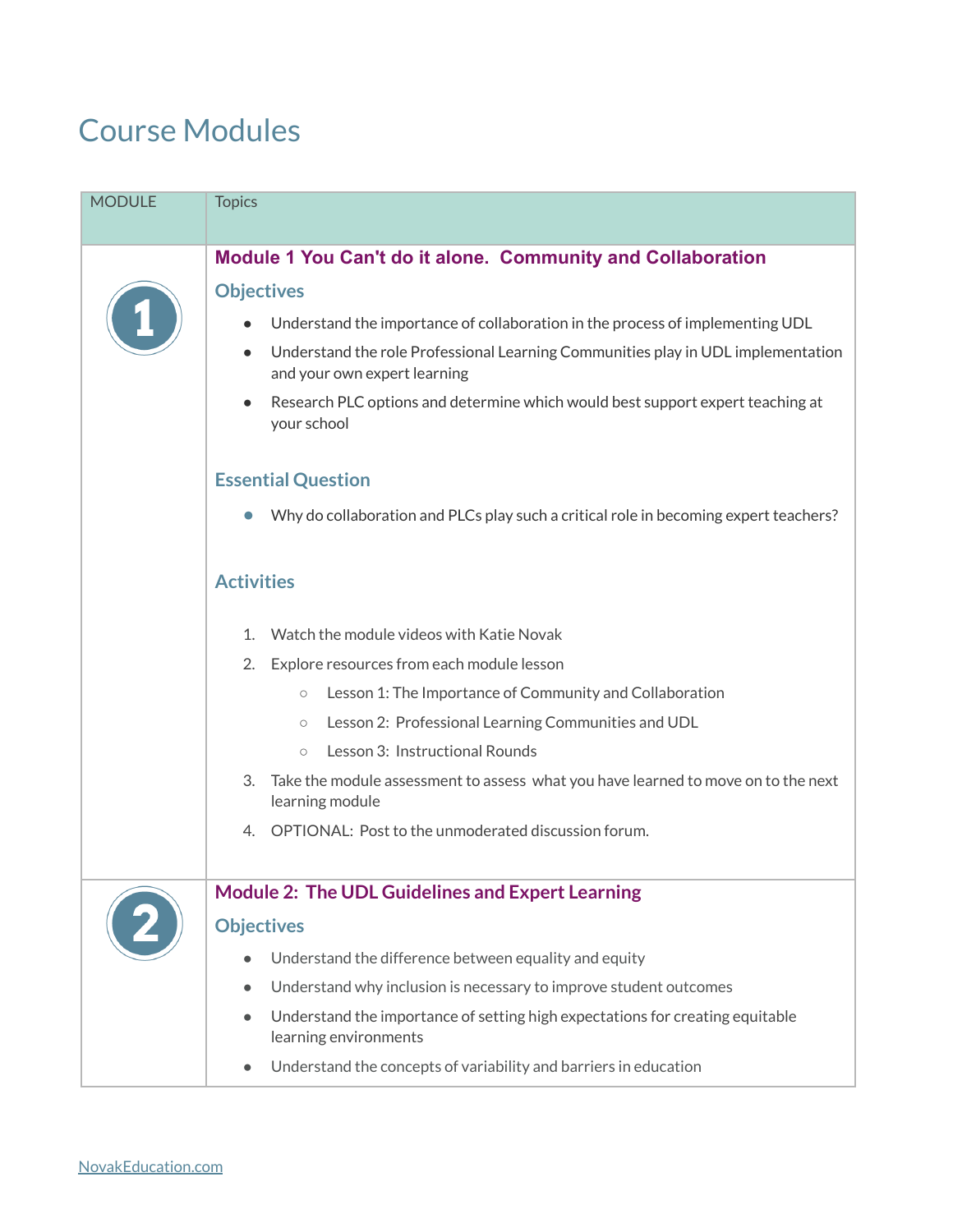# Course Modules

| MODULE | Topics |
|---|---|
| 1 | **Module 1 You Can't do it alone. Community and Collaboration**<br><br>**Objectives**<br><br>• Understand the importance of collaboration in the process of implementing UDL<br>• Understand the role Professional Learning Communities play in UDL implementation and your own expert learning<br>• Research PLC options and determine which would best support expert teaching at your school<br><br>**Essential Question**<br><br>• Why do collaboration and PLCs play such a critical role in becoming expert teachers?<br><br>**Activities**<br><br>1. Watch the module videos with Katie Novak<br>2. Explore resources from each module lesson<br>&nbsp;&nbsp;&nbsp;&nbsp;○ Lesson 1: The Importance of Community and Collaboration<br>&nbsp;&nbsp;&nbsp;&nbsp;○ Lesson 2: Professional Learning Communities and UDL<br>&nbsp;&nbsp;&nbsp;&nbsp;○ Lesson 3: Instructional Rounds<br>3. Take the module assessment to assess what you have learned to move on to the next learning module<br>4. OPTIONAL: Post to the unmoderated discussion forum. |
| 2 | **Module 2: The UDL Guidelines and Expert Learning**<br><br>**Objectives**<br><br>• Understand the difference between equality and equity<br>• Understand why inclusion is necessary to improve student outcomes<br>• Understand the importance of setting high expectations for creating equitable learning environments<br>• Understand the concepts of variability and barriers in education |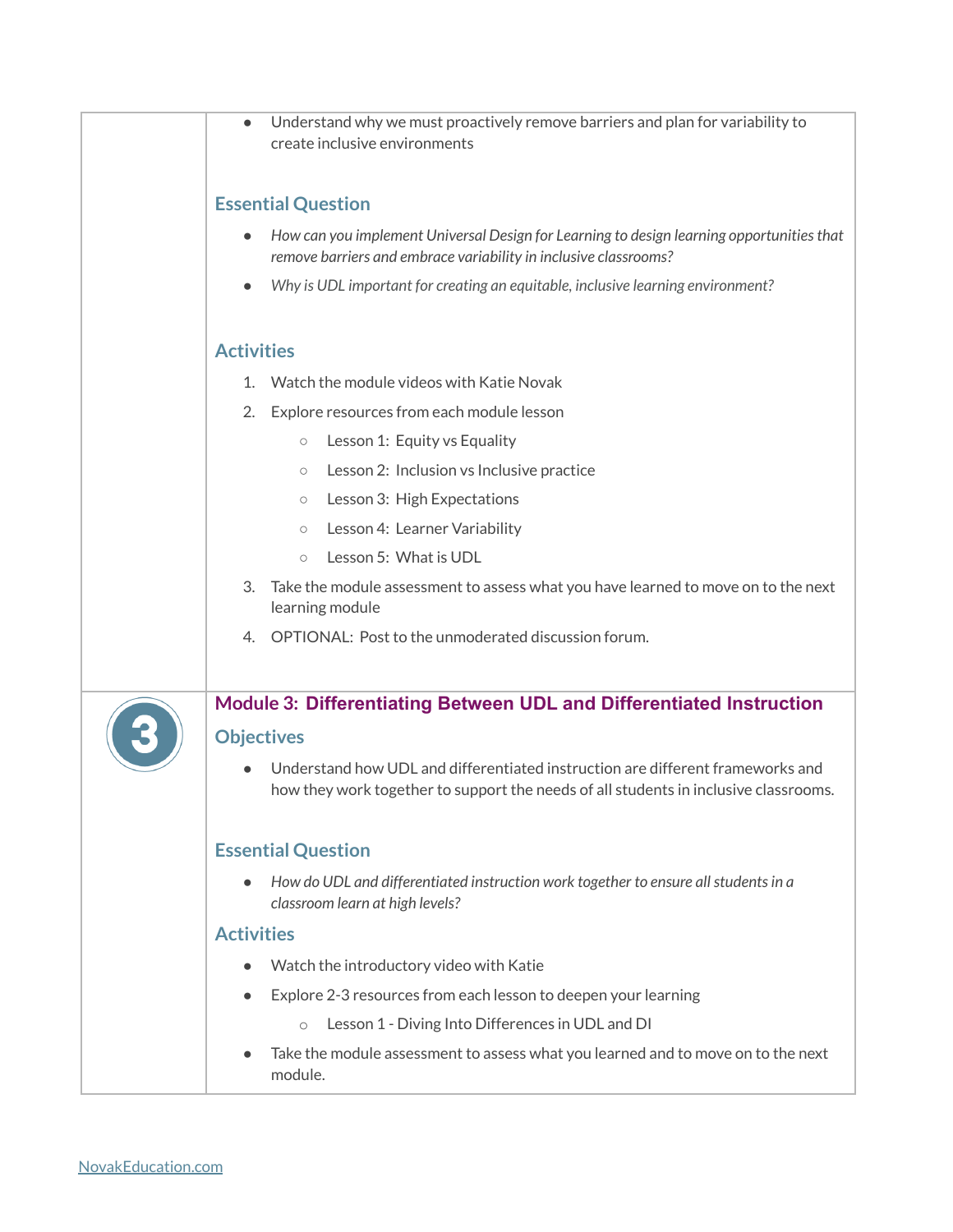- Understand why we must proactively remove barriers and plan for variability to create inclusive environments

### Essential Question

- *How can you implement Universal Design for Learning to design learning opportunities that remove barriers and embrace variability in inclusive classrooms?*
- *Why is UDL important for creating an equitable, inclusive learning environment?*

### Activities

1. Watch the module videos with Katie Novak
2. Explore resources from each module lesson
   - Lesson 1: Equity vs Equality
   - Lesson 2: Inclusion vs Inclusive practice
   - Lesson 3: High Expectations
   - Lesson 4: Learner Variability
   - Lesson 5: What is UDL
3. Take the module assessment to assess what you have learned to move on to the next learning module
4. OPTIONAL: Post to the unmoderated discussion forum.

3

## Module 3: Differentiating Between UDL and Differentiated Instruction

### Objectives

- Understand how UDL and differentiated instruction are different frameworks and how they work together to support the needs of all students in inclusive classrooms.

### Essential Question

- *How do UDL and differentiated instruction work together to ensure all students in a classroom learn at high levels?*

### Activities

- Watch the introductory video with Katie
- Explore 2-3 resources from each lesson to deepen your learning
  - Lesson 1 - Diving Into Differences in UDL and DI
- Take the module assessment to assess what you learned and to move on to the next module.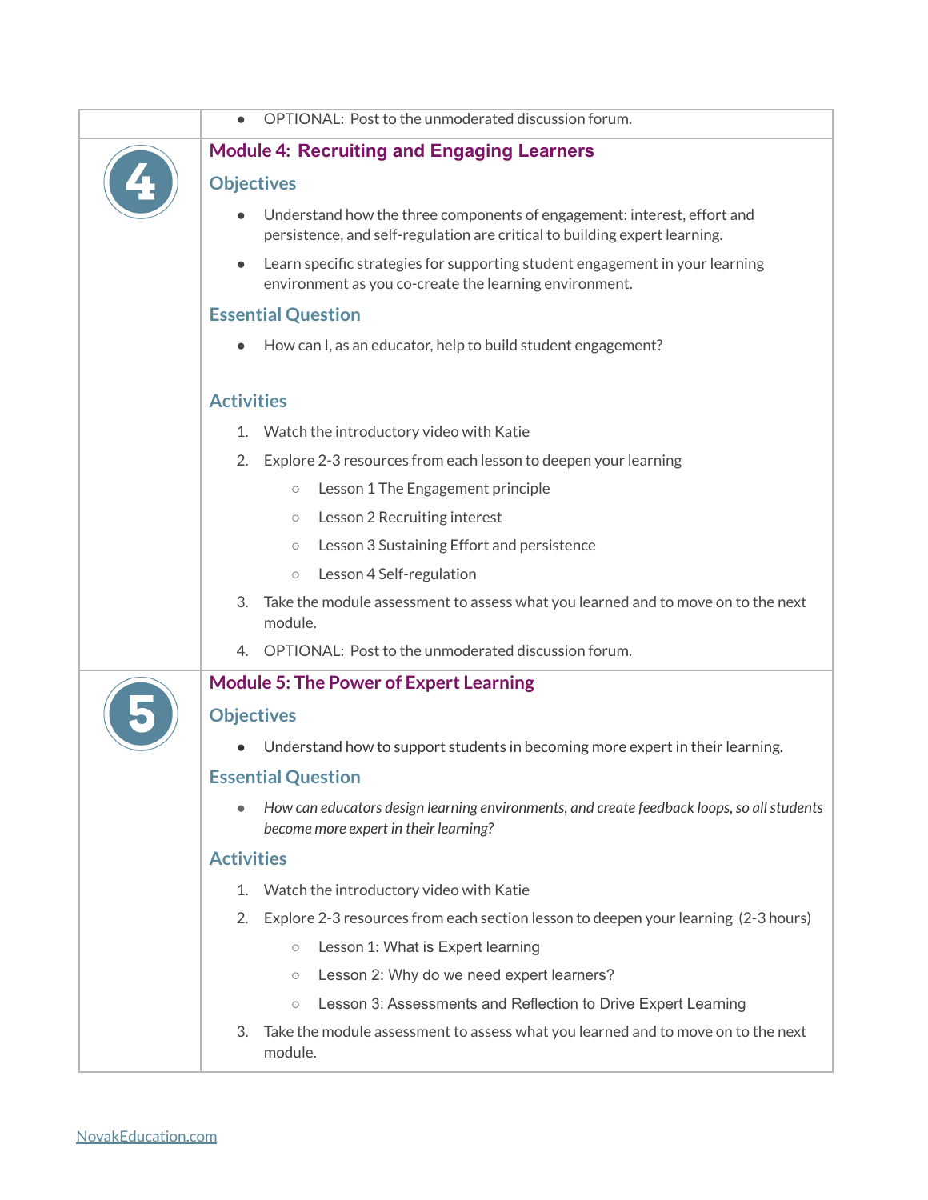- OPTIONAL: Post to the unmoderated discussion forum.

## Module 4: Recruiting and Engaging Learners

### Objectives

- Understand how the three components of engagement: interest, effort and persistence, and self-regulation are critical to building expert learning.
- Learn specific strategies for supporting student engagement in your learning environment as you co-create the learning environment.

### Essential Question

- How can I, as an educator, help to build student engagement?

### Activities

1. Watch the introductory video with Katie
2. Explore 2-3 resources from each lesson to deepen your learning
   - Lesson 1 The Engagement principle
   - Lesson 2 Recruiting interest
   - Lesson 3 Sustaining Effort and persistence
   - Lesson 4 Self-regulation
3. Take the module assessment to assess what you learned and to move on to the next module.
4. OPTIONAL: Post to the unmoderated discussion forum.

## Module 5: The Power of Expert Learning

### Objectives

- Understand how to support students in becoming more expert in their learning.

### Essential Question

- *How can educators design learning environments, and create feedback loops, so all students become more expert in their learning?*

### Activities

1. Watch the introductory video with Katie
2. Explore 2-3 resources from each section lesson to deepen your learning (2-3 hours)
   - Lesson 1: What is Expert learning
   - Lesson 2: Why do we need expert learners?
   - Lesson 3: Assessments and Reflection to Drive Expert Learning
3. Take the module assessment to assess what you learned and to move on to the next module.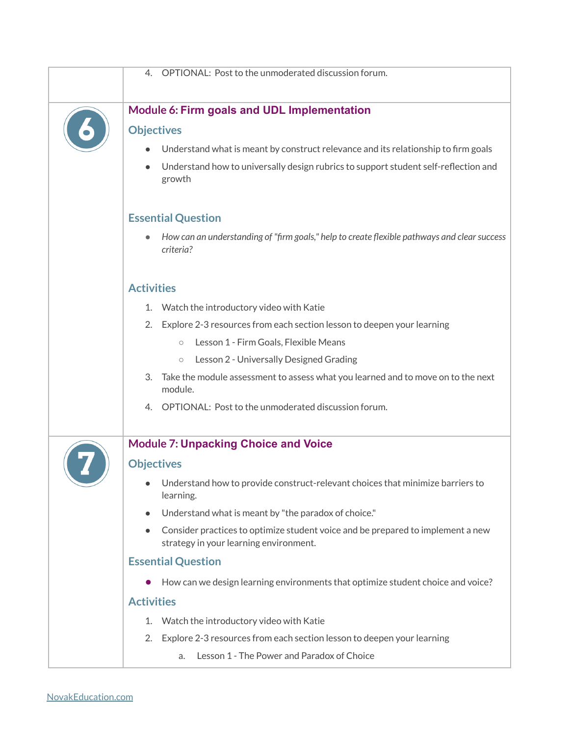4. OPTIONAL: Post to the unmoderated discussion forum.

## Module 6: Firm goals and UDL Implementation

### Objectives

- Understand what is meant by construct relevance and its relationship to firm goals
- Understand how to universally design rubrics to support student self-reflection and growth

### Essential Question

- *How can an understanding of "firm goals," help to create flexible pathways and clear success criteria?*

### Activities

1. Watch the introductory video with Katie
2. Explore 2-3 resources from each section lesson to deepen your learning
   - Lesson 1 - Firm Goals, Flexible Means
   - Lesson 2 - Universally Designed Grading
3. Take the module assessment to assess what you learned and to move on to the next module.
4. OPTIONAL: Post to the unmoderated discussion forum.

## Module 7: Unpacking Choice and Voice

### Objectives

- Understand how to provide construct-relevant choices that minimize barriers to learning.
- Understand what is meant by "the paradox of choice."
- Consider practices to optimize student voice and be prepared to implement a new strategy in your learning environment.

### Essential Question

- How can we design learning environments that optimize student choice and voice?

### Activities

1. Watch the introductory video with Katie
2. Explore 2-3 resources from each section lesson to deepen your learning
   a. Lesson 1 - The Power and Paradox of Choice

NovakEducation.com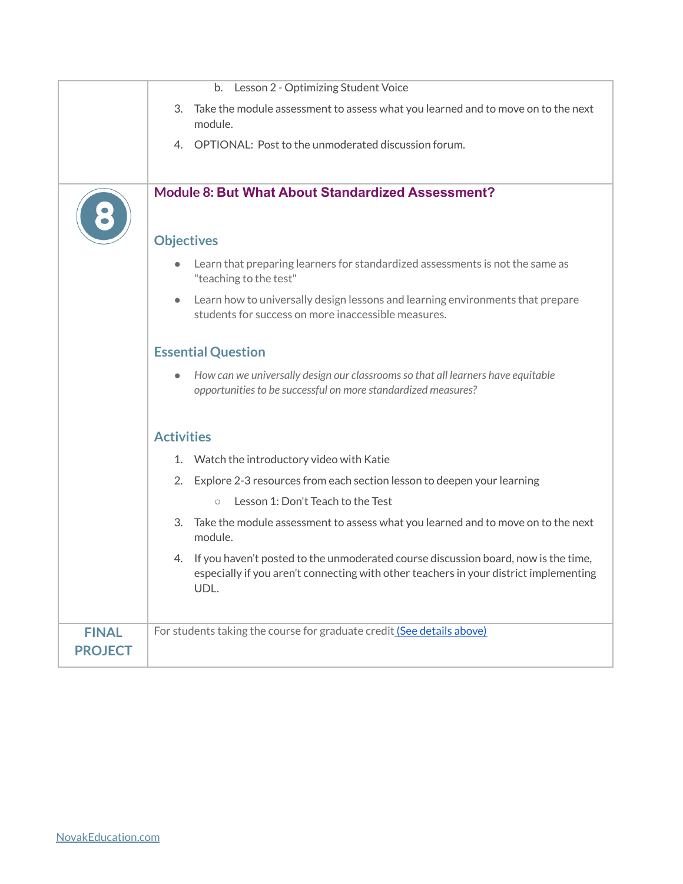|  |  |
| --- | --- |
|  | b. Lesson 2 - Optimizing Student Voice<br>3. Take the module assessment to assess what you learned and to move on to the next module.<br>4. OPTIONAL: Post to the unmoderated discussion forum. |
| 8 | **Module 8: But What About Standardized Assessment?**<br><br>**Objectives**<br>• Learn that preparing learners for standardized assessments is not the same as "teaching to the test"<br>• Learn how to universally design lessons and learning environments that prepare students for success on more inaccessible measures.<br><br>**Essential Question**<br>• *How can we universally design our classrooms so that all learners have equitable opportunities to be successful on more standardized measures?*<br><br>**Activities**<br>1. Watch the introductory video with Katie<br>2. Explore 2-3 resources from each section lesson to deepen your learning<br>○ Lesson 1: Don't Teach to the Test<br>3. Take the module assessment to assess what you learned and to move on to the next module.<br>4. If you haven't posted to the unmoderated course discussion board, now is the time, especially if you aren't connecting with other teachers in your district implementing UDL. |
| **FINAL PROJECT** | For students taking the course for graduate credit [(See details above)](#) |

NovakEducation.com